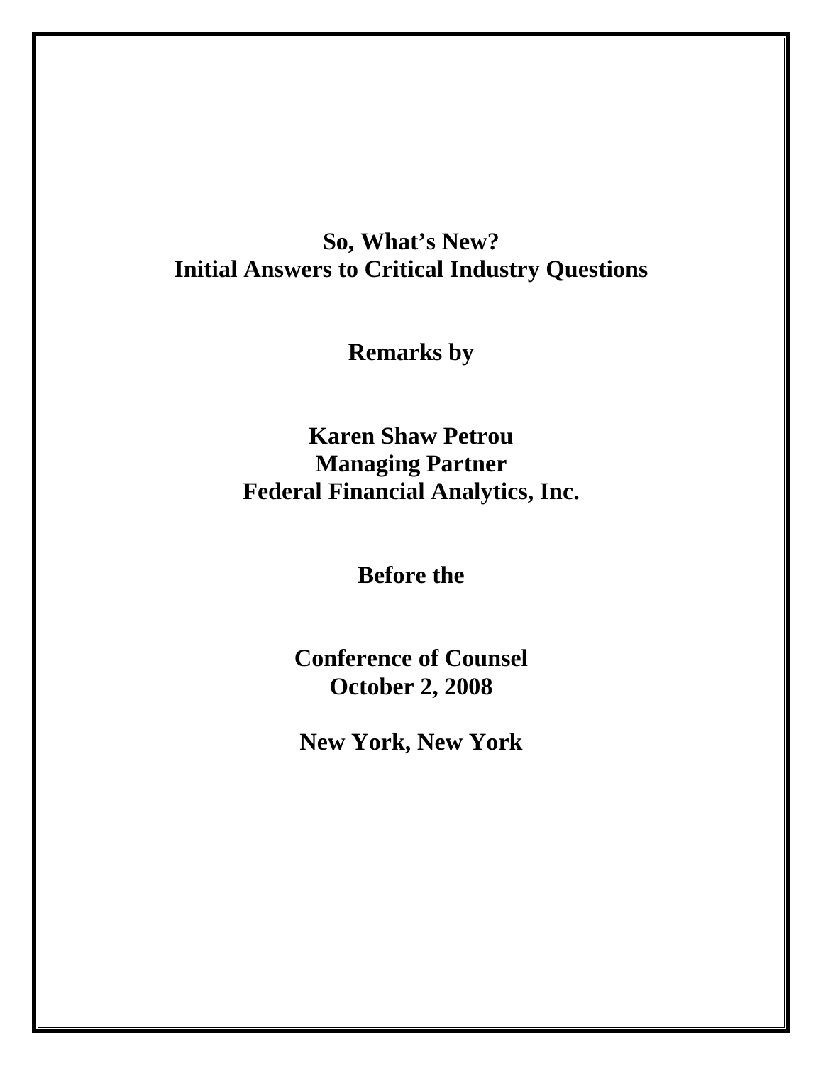# So, What's New?
# Initial Answers to Critical Industry Questions

**Remarks by**

**Karen Shaw Petrou**
**Managing Partner**
**Federal Financial Analytics, Inc.**

**Before the**

**Conference of Counsel**
**October 2, 2008**

**New York, New York**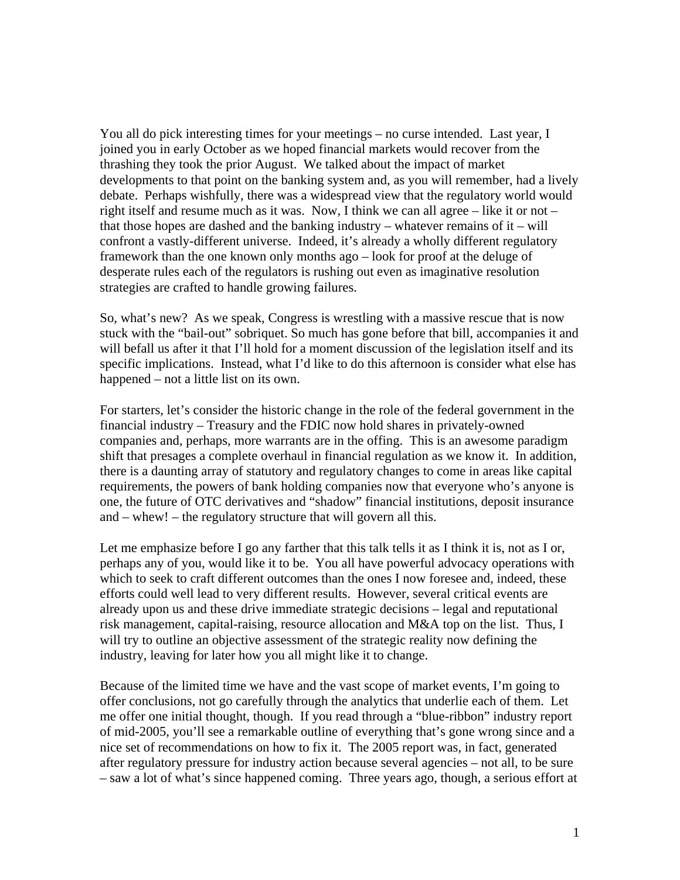You all do pick interesting times for your meetings – no curse intended. Last year, I joined you in early October as we hoped financial markets would recover from the thrashing they took the prior August. We talked about the impact of market developments to that point on the banking system and, as you will remember, had a lively debate. Perhaps wishfully, there was a widespread view that the regulatory world would right itself and resume much as it was. Now, I think we can all agree – like it or not – that those hopes are dashed and the banking industry – whatever remains of it – will confront a vastly-different universe. Indeed, it's already a wholly different regulatory framework than the one known only months ago – look for proof at the deluge of desperate rules each of the regulators is rushing out even as imaginative resolution strategies are crafted to handle growing failures.

So, what's new? As we speak, Congress is wrestling with a massive rescue that is now stuck with the "bail-out" sobriquet. So much has gone before that bill, accompanies it and will befall us after it that I'll hold for a moment discussion of the legislation itself and its specific implications. Instead, what I'd like to do this afternoon is consider what else has happened – not a little list on its own.

For starters, let's consider the historic change in the role of the federal government in the financial industry – Treasury and the FDIC now hold shares in privately-owned companies and, perhaps, more warrants are in the offing. This is an awesome paradigm shift that presages a complete overhaul in financial regulation as we know it. In addition, there is a daunting array of statutory and regulatory changes to come in areas like capital requirements, the powers of bank holding companies now that everyone who's anyone is one, the future of OTC derivatives and "shadow" financial institutions, deposit insurance and – whew! – the regulatory structure that will govern all this.

Let me emphasize before I go any farther that this talk tells it as I think it is, not as I or, perhaps any of you, would like it to be. You all have powerful advocacy operations with which to seek to craft different outcomes than the ones I now foresee and, indeed, these efforts could well lead to very different results. However, several critical events are already upon us and these drive immediate strategic decisions – legal and reputational risk management, capital-raising, resource allocation and M&A top on the list. Thus, I will try to outline an objective assessment of the strategic reality now defining the industry, leaving for later how you all might like it to change.

Because of the limited time we have and the vast scope of market events, I'm going to offer conclusions, not go carefully through the analytics that underlie each of them. Let me offer one initial thought, though. If you read through a "blue-ribbon" industry report of mid-2005, you'll see a remarkable outline of everything that's gone wrong since and a nice set of recommendations on how to fix it. The 2005 report was, in fact, generated after regulatory pressure for industry action because several agencies – not all, to be sure – saw a lot of what's since happened coming. Three years ago, though, a serious effort at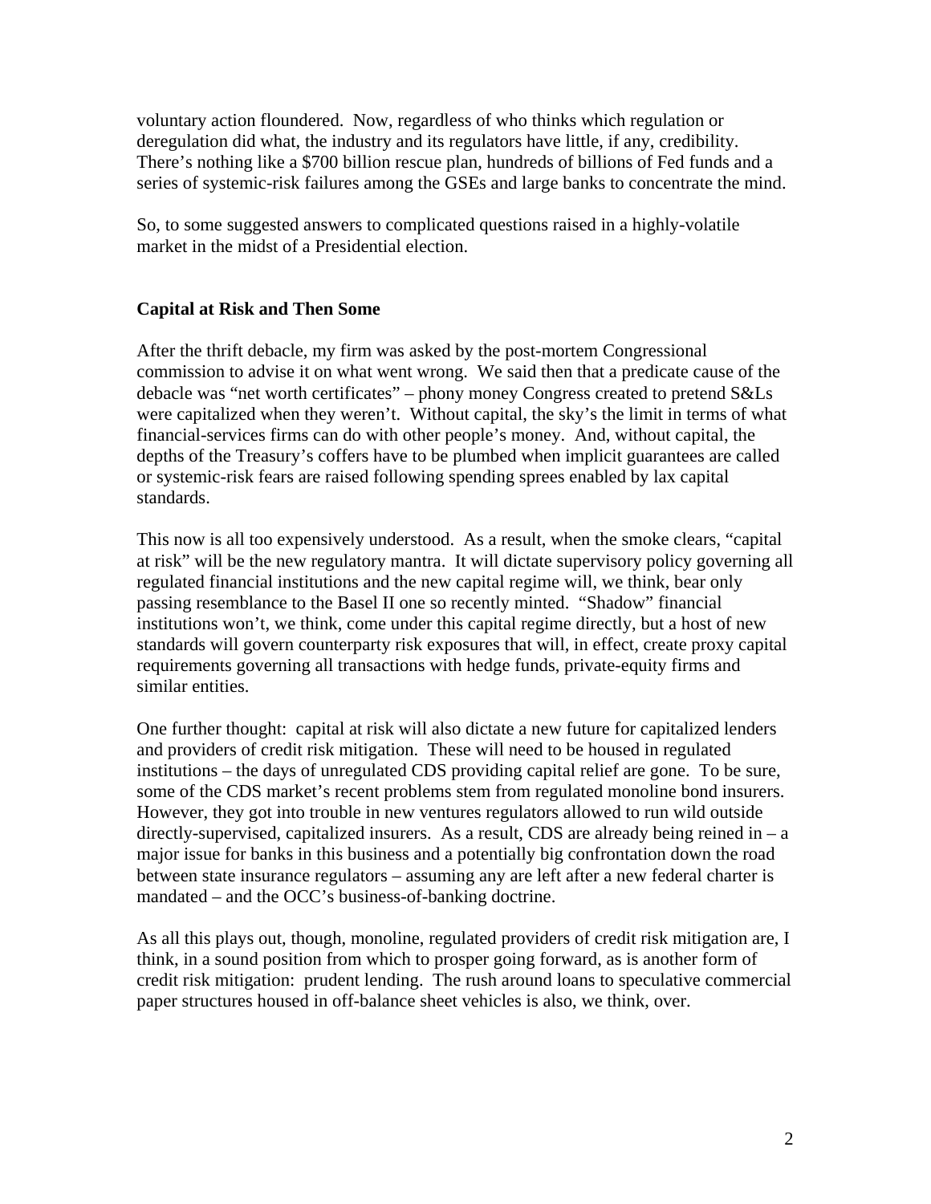voluntary action floundered. Now, regardless of who thinks which regulation or deregulation did what, the industry and its regulators have little, if any, credibility. There's nothing like a $700 billion rescue plan, hundreds of billions of Fed funds and a series of systemic-risk failures among the GSEs and large banks to concentrate the mind.

So, to some suggested answers to complicated questions raised in a highly-volatile market in the midst of a Presidential election.

### Capital at Risk and Then Some

After the thrift debacle, my firm was asked by the post-mortem Congressional commission to advise it on what went wrong. We said then that a predicate cause of the debacle was "net worth certificates" – phony money Congress created to pretend S&Ls were capitalized when they weren't. Without capital, the sky's the limit in terms of what financial-services firms can do with other people's money. And, without capital, the depths of the Treasury's coffers have to be plumbed when implicit guarantees are called or systemic-risk fears are raised following spending sprees enabled by lax capital standards.

This now is all too expensively understood. As a result, when the smoke clears, "capital at risk" will be the new regulatory mantra. It will dictate supervisory policy governing all regulated financial institutions and the new capital regime will, we think, bear only passing resemblance to the Basel II one so recently minted. "Shadow" financial institutions won't, we think, come under this capital regime directly, but a host of new standards will govern counterparty risk exposures that will, in effect, create proxy capital requirements governing all transactions with hedge funds, private-equity firms and similar entities.

One further thought: capital at risk will also dictate a new future for capitalized lenders and providers of credit risk mitigation. These will need to be housed in regulated institutions – the days of unregulated CDS providing capital relief are gone. To be sure, some of the CDS market's recent problems stem from regulated monoline bond insurers. However, they got into trouble in new ventures regulators allowed to run wild outside directly-supervised, capitalized insurers. As a result, CDS are already being reined in – a major issue for banks in this business and a potentially big confrontation down the road between state insurance regulators – assuming any are left after a new federal charter is mandated – and the OCC's business-of-banking doctrine.

As all this plays out, though, monoline, regulated providers of credit risk mitigation are, I think, in a sound position from which to prosper going forward, as is another form of credit risk mitigation: prudent lending. The rush around loans to speculative commercial paper structures housed in off-balance sheet vehicles is also, we think, over.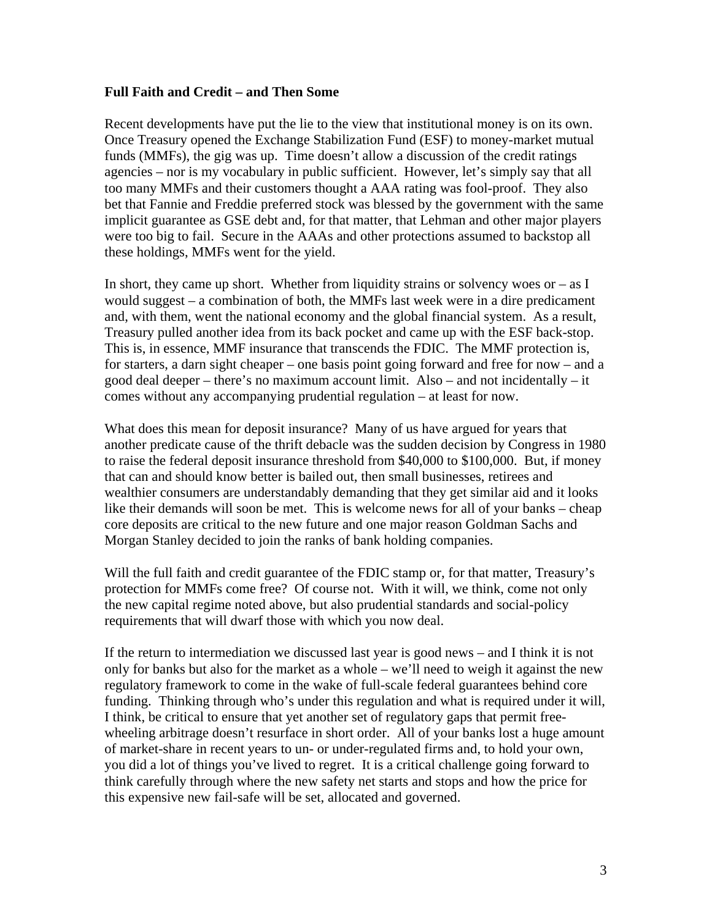**Full Faith and Credit – and Then Some**

Recent developments have put the lie to the view that institutional money is on its own. Once Treasury opened the Exchange Stabilization Fund (ESF) to money-market mutual funds (MMFs), the gig was up. Time doesn't allow a discussion of the credit ratings agencies – nor is my vocabulary in public sufficient. However, let's simply say that all too many MMFs and their customers thought a AAA rating was fool-proof. They also bet that Fannie and Freddie preferred stock was blessed by the government with the same implicit guarantee as GSE debt and, for that matter, that Lehman and other major players were too big to fail. Secure in the AAAs and other protections assumed to backstop all these holdings, MMFs went for the yield.

In short, they came up short. Whether from liquidity strains or solvency woes or – as I would suggest – a combination of both, the MMFs last week were in a dire predicament and, with them, went the national economy and the global financial system. As a result, Treasury pulled another idea from its back pocket and came up with the ESF back-stop. This is, in essence, MMF insurance that transcends the FDIC. The MMF protection is, for starters, a darn sight cheaper – one basis point going forward and free for now – and a good deal deeper – there's no maximum account limit. Also – and not incidentally – it comes without any accompanying prudential regulation – at least for now.

What does this mean for deposit insurance? Many of us have argued for years that another predicate cause of the thrift debacle was the sudden decision by Congress in 1980 to raise the federal deposit insurance threshold from $40,000 to $100,000. But, if money that can and should know better is bailed out, then small businesses, retirees and wealthier consumers are understandably demanding that they get similar aid and it looks like their demands will soon be met. This is welcome news for all of your banks – cheap core deposits are critical to the new future and one major reason Goldman Sachs and Morgan Stanley decided to join the ranks of bank holding companies.

Will the full faith and credit guarantee of the FDIC stamp or, for that matter, Treasury's protection for MMFs come free? Of course not. With it will, we think, come not only the new capital regime noted above, but also prudential standards and social-policy requirements that will dwarf those with which you now deal.

If the return to intermediation we discussed last year is good news – and I think it is not only for banks but also for the market as a whole – we'll need to weigh it against the new regulatory framework to come in the wake of full-scale federal guarantees behind core funding. Thinking through who's under this regulation and what is required under it will, I think, be critical to ensure that yet another set of regulatory gaps that permit free-wheeling arbitrage doesn't resurface in short order. All of your banks lost a huge amount of market-share in recent years to un- or under-regulated firms and, to hold your own, you did a lot of things you've lived to regret. It is a critical challenge going forward to think carefully through where the new safety net starts and stops and how the price for this expensive new fail-safe will be set, allocated and governed.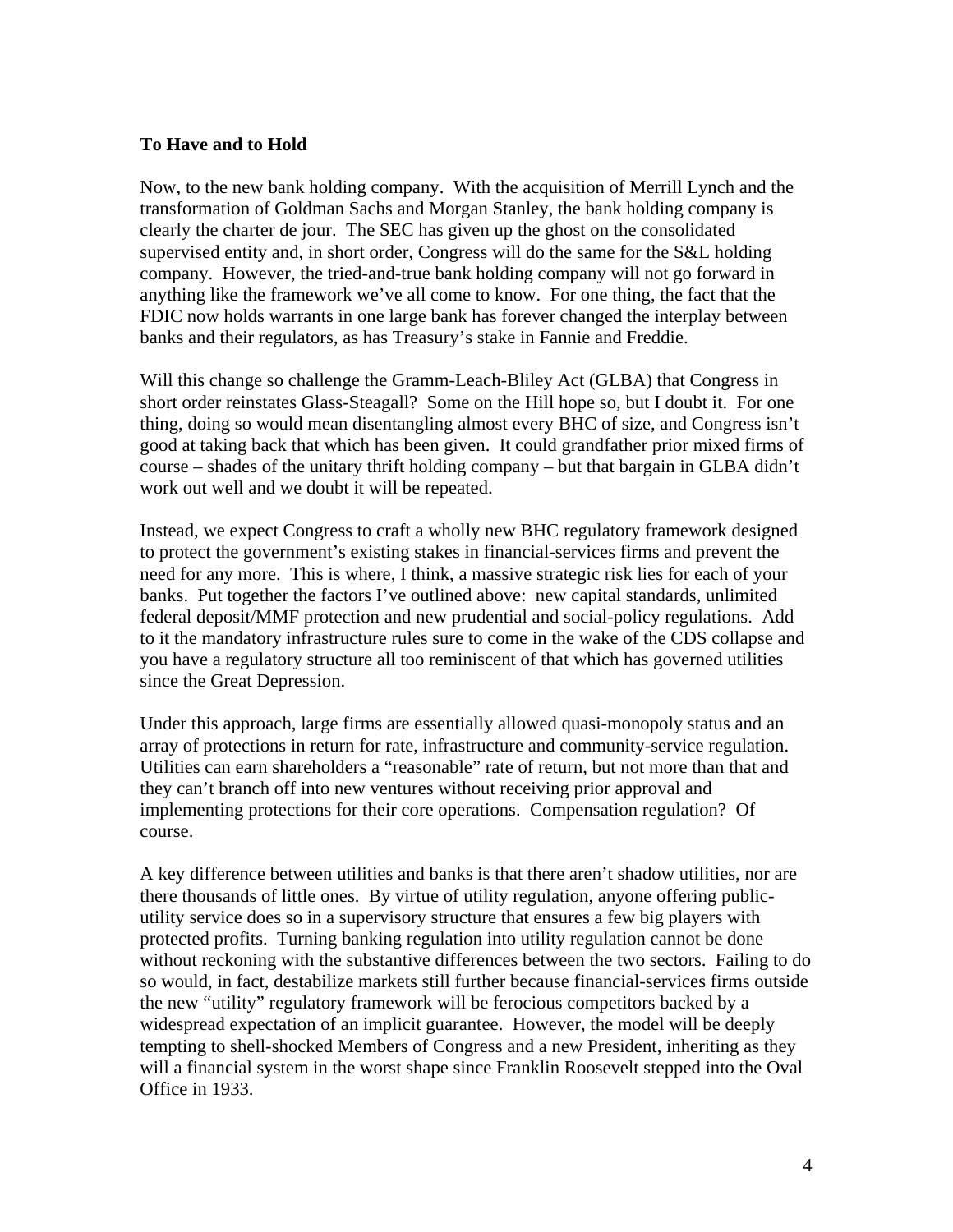### To Have and to Hold

Now, to the new bank holding company. With the acquisition of Merrill Lynch and the transformation of Goldman Sachs and Morgan Stanley, the bank holding company is clearly the charter de jour. The SEC has given up the ghost on the consolidated supervised entity and, in short order, Congress will do the same for the S&L holding company. However, the tried-and-true bank holding company will not go forward in anything like the framework we've all come to know. For one thing, the fact that the FDIC now holds warrants in one large bank has forever changed the interplay between banks and their regulators, as has Treasury's stake in Fannie and Freddie.

Will this change so challenge the Gramm-Leach-Bliley Act (GLBA) that Congress in short order reinstates Glass-Steagall? Some on the Hill hope so, but I doubt it. For one thing, doing so would mean disentangling almost every BHC of size, and Congress isn't good at taking back that which has been given. It could grandfather prior mixed firms of course – shades of the unitary thrift holding company – but that bargain in GLBA didn't work out well and we doubt it will be repeated.

Instead, we expect Congress to craft a wholly new BHC regulatory framework designed to protect the government's existing stakes in financial-services firms and prevent the need for any more. This is where, I think, a massive strategic risk lies for each of your banks. Put together the factors I've outlined above: new capital standards, unlimited federal deposit/MMF protection and new prudential and social-policy regulations. Add to it the mandatory infrastructure rules sure to come in the wake of the CDS collapse and you have a regulatory structure all too reminiscent of that which has governed utilities since the Great Depression.

Under this approach, large firms are essentially allowed quasi-monopoly status and an array of protections in return for rate, infrastructure and community-service regulation. Utilities can earn shareholders a "reasonable" rate of return, but not more than that and they can't branch off into new ventures without receiving prior approval and implementing protections for their core operations. Compensation regulation? Of course.

A key difference between utilities and banks is that there aren't shadow utilities, nor are there thousands of little ones. By virtue of utility regulation, anyone offering public-utility service does so in a supervisory structure that ensures a few big players with protected profits. Turning banking regulation into utility regulation cannot be done without reckoning with the substantive differences between the two sectors. Failing to do so would, in fact, destabilize markets still further because financial-services firms outside the new "utility" regulatory framework will be ferocious competitors backed by a widespread expectation of an implicit guarantee. However, the model will be deeply tempting to shell-shocked Members of Congress and a new President, inheriting as they will a financial system in the worst shape since Franklin Roosevelt stepped into the Oval Office in 1933.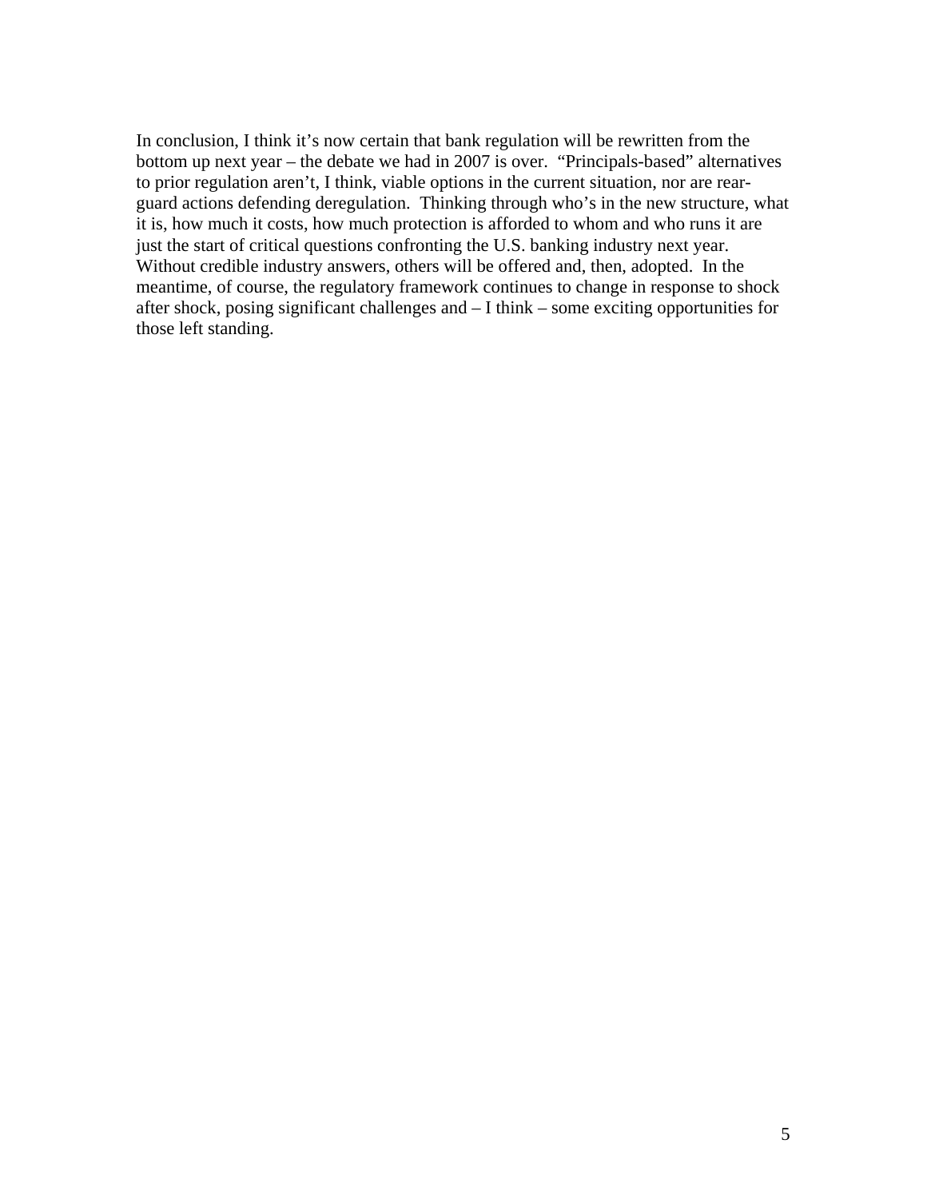In conclusion, I think it's now certain that bank regulation will be rewritten from the bottom up next year – the debate we had in 2007 is over. "Principals-based" alternatives to prior regulation aren't, I think, viable options in the current situation, nor are rear-guard actions defending deregulation. Thinking through who's in the new structure, what it is, how much it costs, how much protection is afforded to whom and who runs it are just the start of critical questions confronting the U.S. banking industry next year. Without credible industry answers, others will be offered and, then, adopted. In the meantime, of course, the regulatory framework continues to change in response to shock after shock, posing significant challenges and – I think – some exciting opportunities for those left standing.